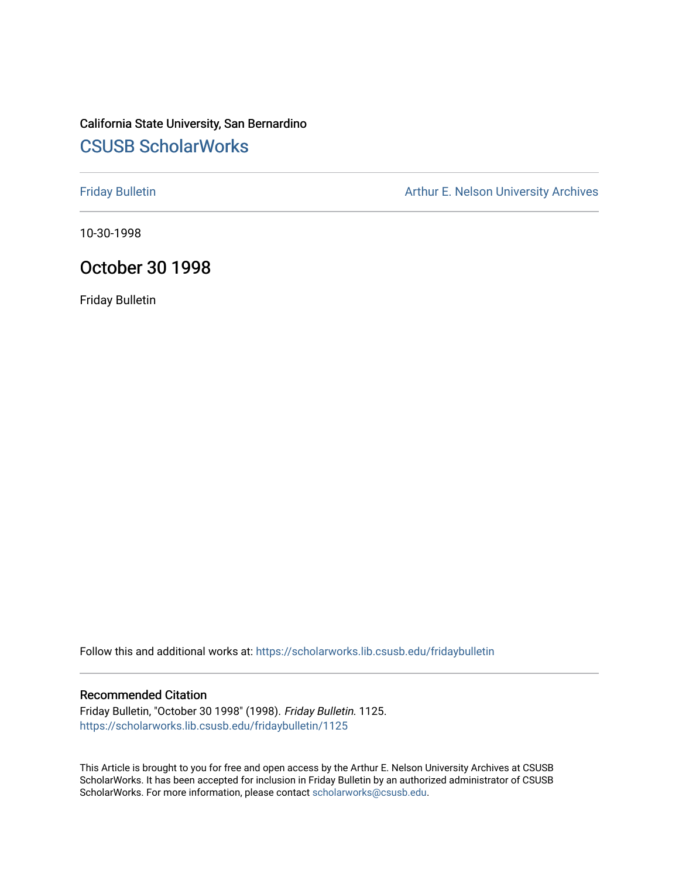California State University, San Bernardino

# CSUSB ScholarWorks

Friday Bulletin

Arthur E. Nelson University Archives

10-30-1998

## October 30 1998

Friday Bulletin

Follow this and additional works at: https://scholarworks.lib.csusb.edu/fridaybulletin

### Recommended Citation

Friday Bulletin, "October 30 1998" (1998). *Friday Bulletin*. 1125.
https://scholarworks.lib.csusb.edu/fridaybulletin/1125

This Article is brought to you for free and open access by the Arthur E. Nelson University Archives at CSUSB ScholarWorks. It has been accepted for inclusion in Friday Bulletin by an authorized administrator of CSUSB ScholarWorks. For more information, please contact scholarworks@csusb.edu.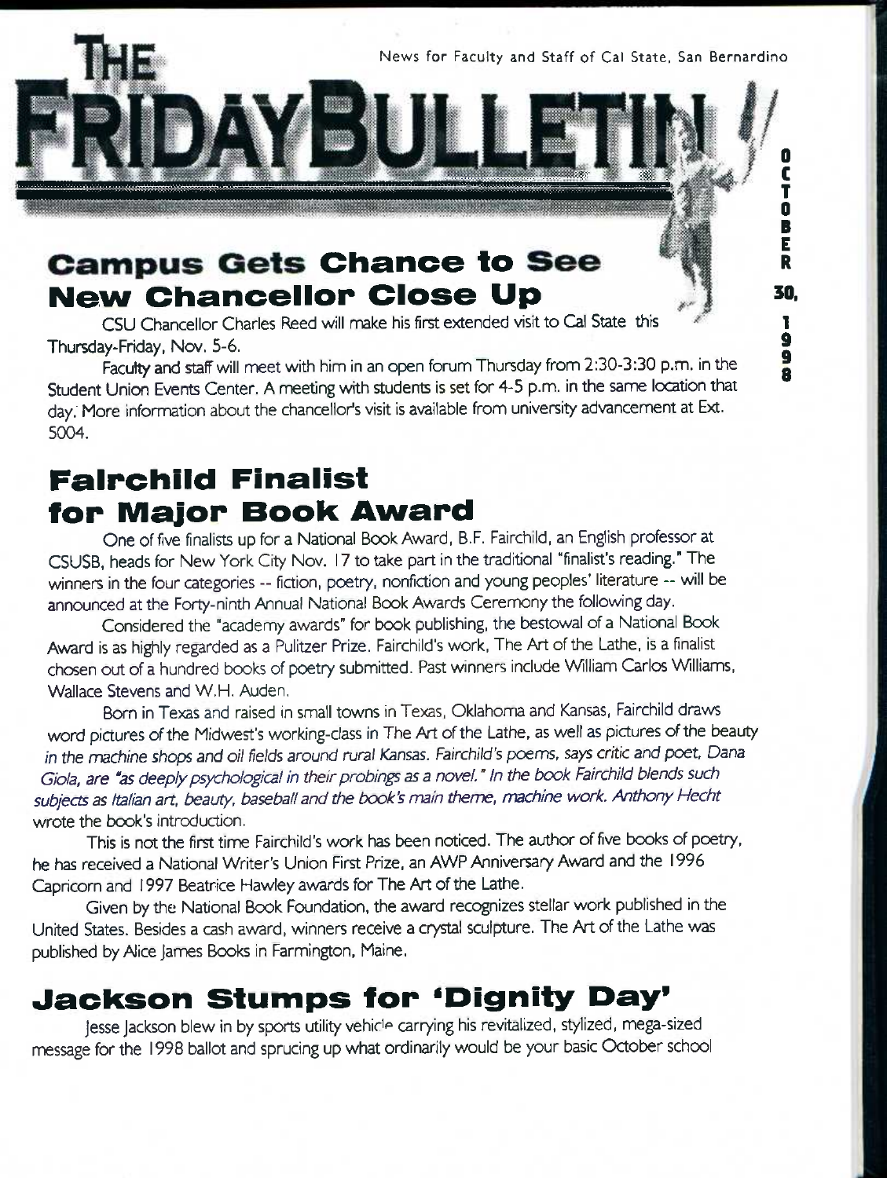News for Faculty and Staff of Cal State, San Bernardino

# THE FRIDAY BULLETIN

OCTOBER 30, 1998

## Campus Gets Chance to See New Chancellor Close Up

CSU Chancellor Charles Reed will make his first extended visit to Cal State this Thursday-Friday, Nov. 5-6.

Faculty and staff will meet with him in an open forum Thursday from 2:30-3:30 p.m. in the Student Union Events Center. A meeting with students is set for 4-5 p.m. in the same location that day. More information about the chancellor's visit is available from university advancement at Ext. 5004.

## Fairchild Finalist for Major Book Award

One of five finalists up for a National Book Award, B.F. Fairchild, an English professor at CSUSB, heads for New York City Nov. 17 to take part in the traditional "finalist's reading." The winners in the four categories -- fiction, poetry, nonfiction and young peoples' literature -- will be announced at the Forty-ninth Annual National Book Awards Ceremony the following day.

Considered the "academy awards" for book publishing, the bestowal of a National Book Award is as highly regarded as a Pulitzer Prize. Fairchild's work, The Art of the Lathe, is a finalist chosen out of a hundred books of poetry submitted. Past winners include William Carlos Williams, Wallace Stevens and W.H. Auden.

Born in Texas and raised in small towns in Texas, Oklahoma and Kansas, Fairchild draws word pictures of the Midwest's working-class in The Art of the Lathe, as well as pictures of the beauty *in the machine shops and oil fields around rural Kansas. Fairchild's poems, says critic and poet, Dana Gioia, are "as deeply psychological in their probings as a novel." In the book Fairchild blends such subjects as Italian art, beauty, baseball and the book's main theme, machine work. Anthony Hecht* wrote the book's introduction.

This is not the first time Fairchild's work has been noticed. The author of five books of poetry, he has received a National Writer's Union First Prize, an AWP Anniversary Award and the 1996 Capricorn and 1997 Beatrice Hawley awards for The Art of the Lathe.

Given by the National Book Foundation, the award recognizes stellar work published in the United States. Besides a cash award, winners receive a crystal sculpture. The Art of the Lathe was published by Alice James Books in Farmington, Maine.

## Jackson Stumps for 'Dignity Day'

Jesse Jackson blew in by sports utility vehicle carrying his revitalized, stylized, mega-sized message for the 1998 ballot and sprucing up what ordinarily would be your basic October school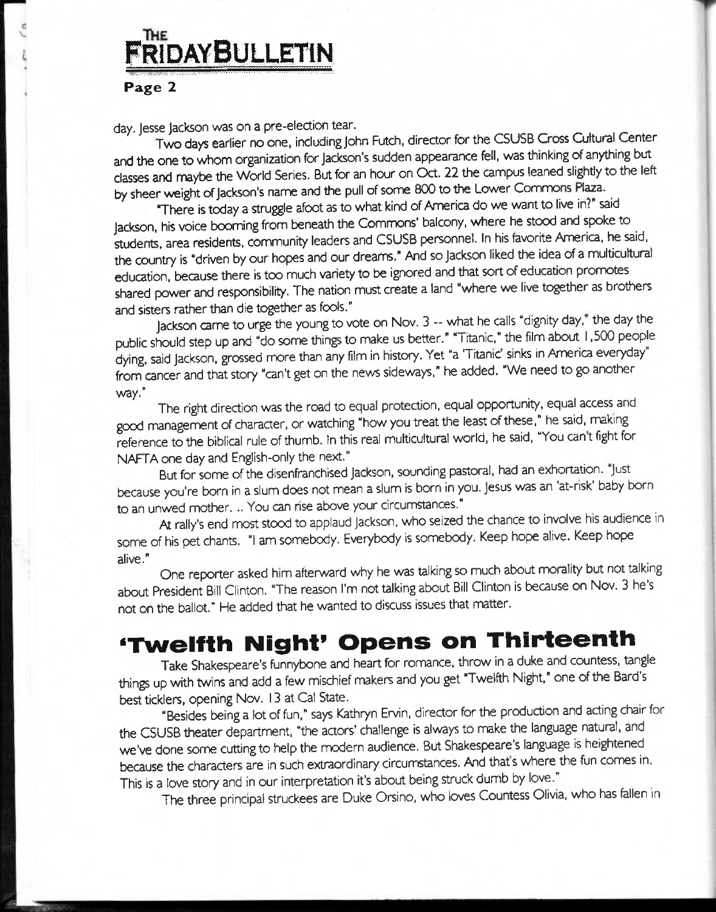day. Jesse Jackson was on a pre-election tear.

Two days earlier no one, including John Futch, director for the CSUSB Cross Cultural Center and the one to whom organization for Jackson's sudden appearance fell, was thinking of anything but classes and maybe the World Series. But for an hour on Oct. 22 the campus leaned slightly to the left by sheer weight of Jackson's name and the pull of some 800 to the Lower Commons Plaza.

"There is today a struggle afoot as to what kind of America do we want to live in?" said Jackson, his voice booming from beneath the Commons' balcony, where he stood and spoke to students, area residents, community leaders and CSUSB personnel. In his favorite America, he said, the country is "driven by our hopes and our dreams." And so Jackson liked the idea of a multicultural education, because there is too much variety to be ignored and that sort of education promotes shared power and responsibility. The nation must create a land "where we live together as brothers and sisters rather than die together as fools."

Jackson came to urge the young to vote on Nov. 3 -- what he calls "dignity day," the day the public should step up and "do some things to make us better." "Titanic," the film about 1,500 people dying, said Jackson, grossed more than any film in history. Yet "a 'Titanic' sinks in America everyday" from cancer and that story "can't get on the news sideways," he added. "We need to go another way."

The right direction was the road to equal protection, equal opportunity, equal access and good management of character, or watching "how you treat the least of these," he said, making reference to the biblical rule of thumb. In this real multicultural world, he said, "You can't fight for NAFTA one day and English-only the next."

But for some of the disenfranchised Jackson, sounding pastoral, had an exhortation. "Just because you're born in a slum does not mean a slum is born in you. Jesus was an 'at-risk' baby born to an unwed mother. .. You can rise above your circumstances."

At rally's end most stood to applaud Jackson, who seized the chance to involve his audience in some of his pet chants. "I am somebody. Everybody is somebody. Keep hope alive. Keep hope alive."

One reporter asked him afterward why he was talking so much about morality but not talking about President Bill Clinton. "The reason I'm not talking about Bill Clinton is because on Nov. 3 he's not on the ballot." He added that he wanted to discuss issues that matter.

## 'Twelfth Night' Opens on Thirteenth

Take Shakespeare's funnybone and heart for romance, throw in a duke and countess, tangle things up with twins and add a few mischief makers and you get "Twelfth Night," one of the Bard's best ticklers, opening Nov. 13 at Cal State.

"Besides being a lot of fun," says Kathryn Ervin, director for the production and acting chair for the CSUSB theater department, "the actors' challenge is always to make the language natural, and we've done some cutting to help the modern audience. But Shakespeare's language is heightened because the characters are in such extraordinary circumstances. And that's where the fun comes in. This is a love story and in our interpretation it's about being struck dumb by love."

The three principal struckees are Duke Orsino, who loves Countess Olivia, who has fallen in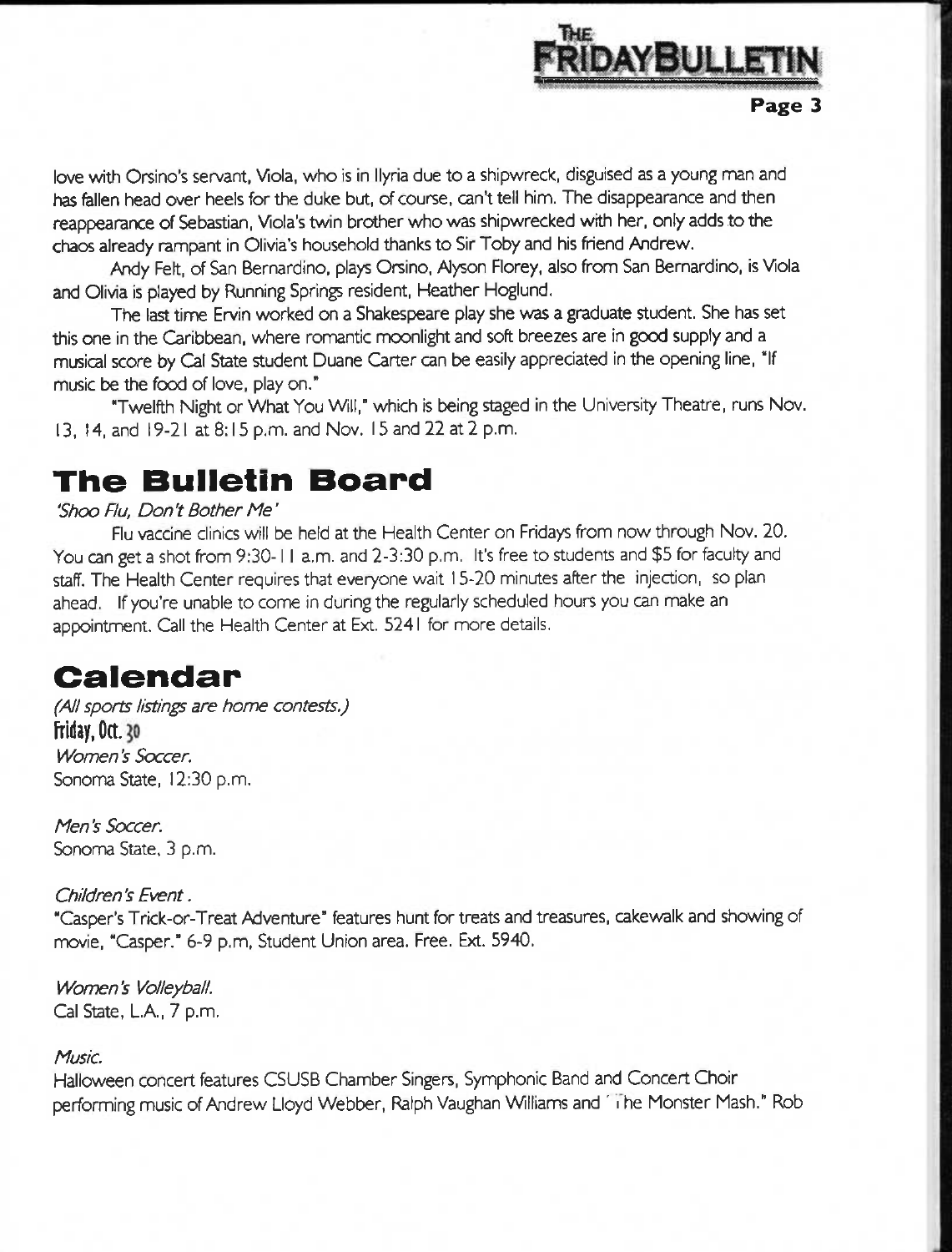love with Orsino's servant, Viola, who is in Ilyria due to a shipwreck, disguised as a young man and has fallen head over heels for the duke but, of course, can't tell him. The disappearance and then reappearance of Sebastian, Viola's twin brother who was shipwrecked with her, only adds to the chaos already rampant in Olivia's household thanks to Sir Toby and his friend Andrew.

Andy Felt, of San Bernardino, plays Orsino, Alyson Florey, also from San Bernardino, is Viola and Olivia is played by Running Springs resident, Heather Hoglund.

The last time Ervin worked on a Shakespeare play she was a graduate student. She has set this one in the Caribbean, where romantic moonlight and soft breezes are in good supply and a musical score by Cal State student Duane Carter can be easily appreciated in the opening line, "If music be the food of love, play on."

"Twelfth Night or What You Will," which is being staged in the University Theatre, runs Nov. 13, 14, and 19-21 at 8:15 p.m. and Nov. 15 and 22 at 2 p.m.

## The Bulletin Board

*'Shoo Flu, Don't Bother Me'*

Flu vaccine clinics will be held at the Health Center on Fridays from now through Nov. 20. You can get a shot from 9:30-11 a.m. and 2-3:30 p.m. It's free to students and $5 for faculty and staff. The Health Center requires that everyone wait 15-20 minutes after the injection, so plan ahead. If you're unable to come in during the regularly scheduled hours you can make an appointment. Call the Health Center at Ext. 5241 for more details.

## Calendar

*(All sports listings are home contests.)*

**Friday, Oct. 30**

*Women's Soccer.*
Sonoma State, 12:30 p.m.

*Men's Soccer.*
Sonoma State, 3 p.m.

*Children's Event .*
"Casper's Trick-or-Treat Adventure" features hunt for treats and treasures, cakewalk and showing of movie, "Casper." 6-9 p.m, Student Union area. Free. Ext. 5940.

*Women's Volleyball.*
Cal State, L.A., 7 p.m.

*Music.*
Halloween concert features CSUSB Chamber Singers, Symphonic Band and Concert Choir performing music of Andrew Lloyd Webber, Ralph Vaughan Williams and "The Monster Mash." Rob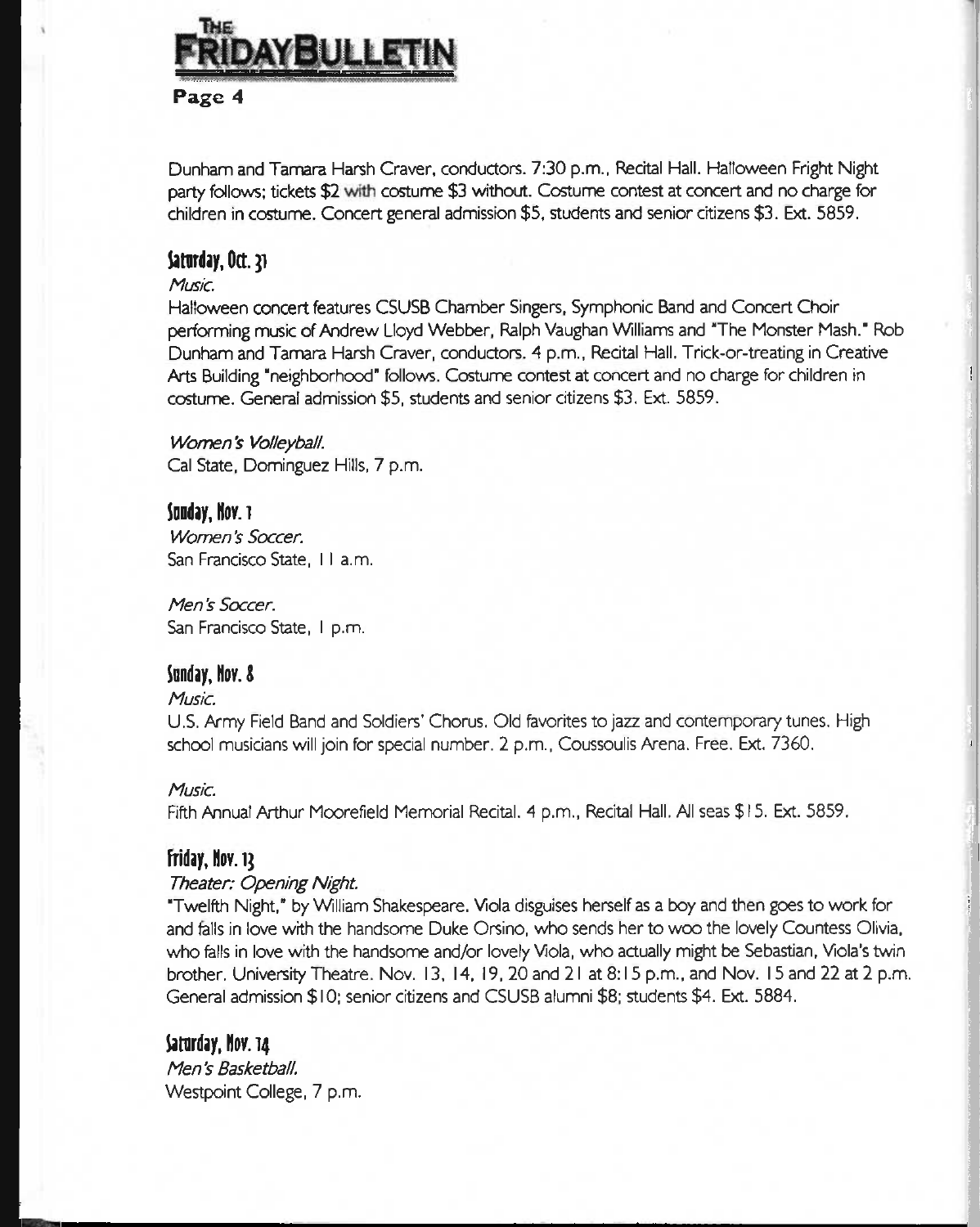Dunham and Tamara Harsh Craver, conductors. 7:30 p.m., Recital Hall. Halloween Fright Night party follows; tickets $2 with costume $3 without. Costume contest at concert and no charge for children in costume. Concert general admission $5, students and senior citizens $3. Ext. 5859.

## Saturday, Oct. 31

*Music.*

Halloween concert features CSUSB Chamber Singers, Symphonic Band and Concert Choir performing music of Andrew Lloyd Webber, Ralph Vaughan Williams and "The Monster Mash." Rob Dunham and Tamara Harsh Craver, conductors. 4 p.m., Recital Hall. Trick-or-treating in Creative Arts Building "neighborhood" follows. Costume contest at concert and no charge for children in costume. General admission $5, students and senior citizens $3. Ext. 5859.

*Women's Volleyball.*

Cal State, Dominguez Hills, 7 p.m.

## Sunday, Nov. 1

*Women's Soccer.*

San Francisco State, 11 a.m.

*Men's Soccer.*

San Francisco State, 1 p.m.

## Sunday, Nov. 8

*Music.*

U.S. Army Field Band and Soldiers' Chorus. Old favorites to jazz and contemporary tunes. High school musicians will join for special number. 2 p.m., Coussoulis Arena. Free. Ext. 7360.

*Music.*

Fifth Annual Arthur Moorefield Memorial Recital. 4 p.m., Recital Hall. All seas $15. Ext. 5859.

## Friday, Nov. 13

*Theater: Opening Night.*

"Twelfth Night," by William Shakespeare. Viola disguises herself as a boy and then goes to work for and falls in love with the handsome Duke Orsino, who sends her to woo the lovely Countess Olivia, who falls in love with the handsome and/or lovely Viola, who actually might be Sebastian, Viola's twin brother. University Theatre. Nov. 13, 14, 19, 20 and 21 at 8:15 p.m., and Nov. 15 and 22 at 2 p.m. General admission $10; senior citizens and CSUSB alumni $8; students $4. Ext. 5884.

## Saturday, Nov. 14

*Men's Basketball.*

Westpoint College, 7 p.m.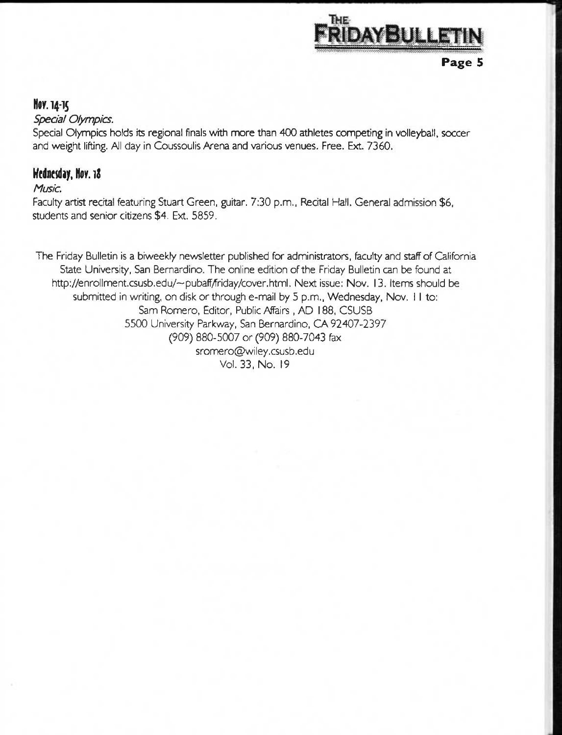## Nov. 14-15

*Special Olympics.*

Special Olympics holds its regional finals with more than 400 athletes competing in volleyball, soccer and weight lifting. All day in Coussoulis Arena and various venues. Free. Ext. 7360.

## Wednesday, Nov. 18

*Music.*

Faculty artist recital featuring Stuart Green, guitar. 7:30 p.m., Recital Hall. General admission $6, students and senior citizens $4. Ext. 5859.

The Friday Bulletin is a biweekly newsletter published for administrators, faculty and staff of California State University, San Bernardino. The online edition of the Friday Bulletin can be found at http://enrollment.csusb.edu/~pubaff/friday/cover.html. Next issue: Nov. 13. Items should be submitted in writing, on disk or through e-mail by 5 p.m., Wednesday, Nov. 11 to:
Sam Romero, Editor, Public Affairs, AD 188, CSUSB
5500 University Parkway, San Bernardino, CA 92407-2397
(909) 880-5007 or (909) 880-7043 fax
sromero@wiley.csusb.edu
Vol. 33, No. 19